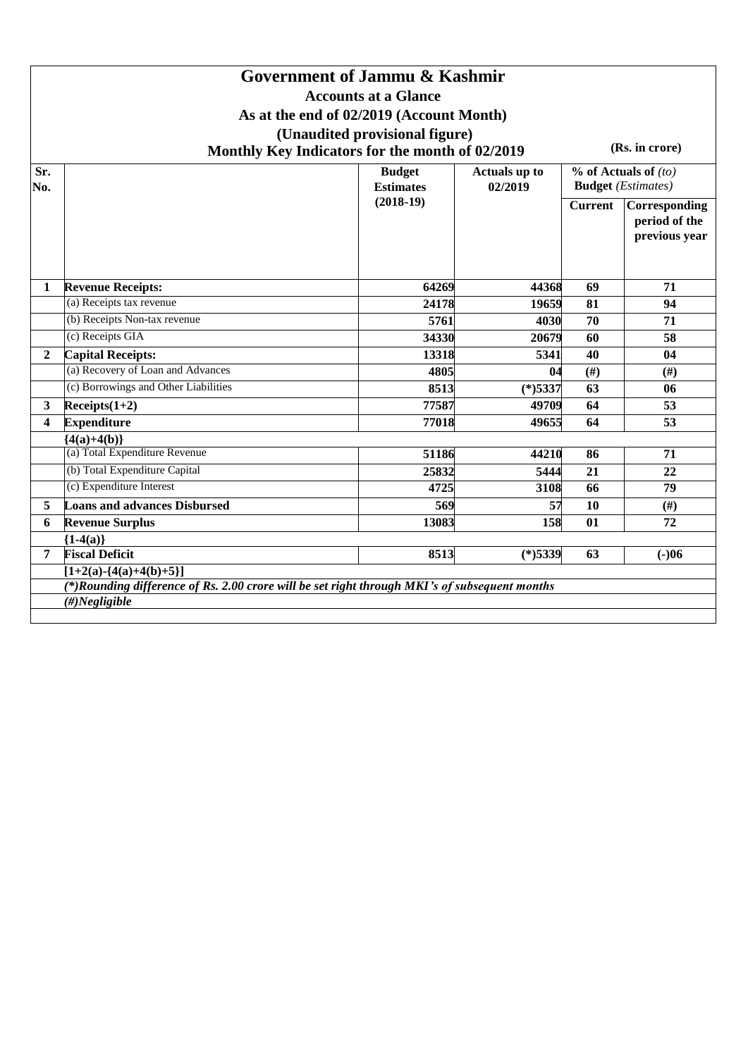# Government of Jammu & Kashmir

## Accounts at a Glance

### As at the end of 02/2019 (Account Month)

### (Unaudited provisional figure)

### Monthly Key Indicators for the month of 02/2019

(Rs. in crore)

| Sr. No. | | Budget Estimates (2018-19) | Actuals up to 02/2019 | % of Actuals of *(to)* Budget *(Estimates)* | |
|---|---|---|---|---|---|
| | | | | Current | Corresponding period of the previous year |
| 1 | **Revenue Receipts:** | 64269 | 44368 | 69 | 71 |
| | (a) Receipts tax revenue | 24178 | 19659 | 81 | 94 |
| | (b) Receipts Non-tax revenue | 5761 | 4030 | 70 | 71 |
| | (c) Receipts GIA | 34330 | 20679 | 60 | 58 |
| 2 | **Capital Receipts:** | 13318 | 5341 | 40 | 04 |
| | (a) Recovery of Loan and Advances | 4805 | 04 | (#) | (#) |
| | (c) Borrowings and Other Liabilities | 8513 | (*)5337 | 63 | 06 |
| 3 | **Receipts(1+2)** | 77587 | 49709 | 64 | 53 |
| 4 | **Expenditure {4(a)+4(b)}** | 77018 | 49655 | 64 | 53 |
| | (a) Total Expenditure Revenue | 51186 | 44210 | 86 | 71 |
| | (b) Total Expenditure Capital | 25832 | 5444 | 21 | 22 |
| | (c) Expenditure Interest | 4725 | 3108 | 66 | 79 |
| 5 | **Loans and advances Disbursed** | 569 | 57 | 10 | (#) |
| 6 | **Revenue Surplus {1-4(a)}** | 13083 | 158 | 01 | 72 |
| 7 | **Fiscal Deficit [1+2(a)-{4(a)+4(b)+5}]** | 8513 | (*)5339 | 63 | (-)06 |

***(*)Rounding difference of Rs. 2.00 crore will be set right through MKI's of subsequent months***

***(#)Negligible***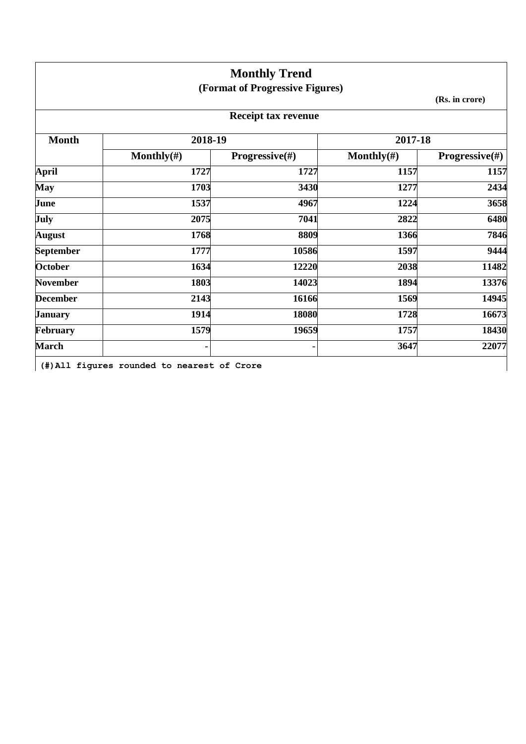# Monthly Trend

**(Format of Progressive Figures)**

**(Rs. in crore)**

**Receipt tax revenue**

| Month | 2018-19 | | 2017-18 | |
|---|---|---|---|---|
| | Monthly(#) | Progressive(#) | Monthly(#) | Progressive(#) |
| April | 1727 | 1727 | 1157 | 1157 |
| May | 1703 | 3430 | 1277 | 2434 |
| June | 1537 | 4967 | 1224 | 3658 |
| July | 2075 | 7041 | 2822 | 6480 |
| August | 1768 | 8809 | 1366 | 7846 |
| September | 1777 | 10586 | 1597 | 9444 |
| October | 1634 | 12220 | 2038 | 11482 |
| November | 1803 | 14023 | 1894 | 13376 |
| December | 2143 | 16166 | 1569 | 14945 |
| January | 1914 | 18080 | 1728 | 16673 |
| February | 1579 | 19659 | 1757 | 18430 |
| March | - | - | 3647 | 22077 |

(#)All figures rounded to nearest of Crore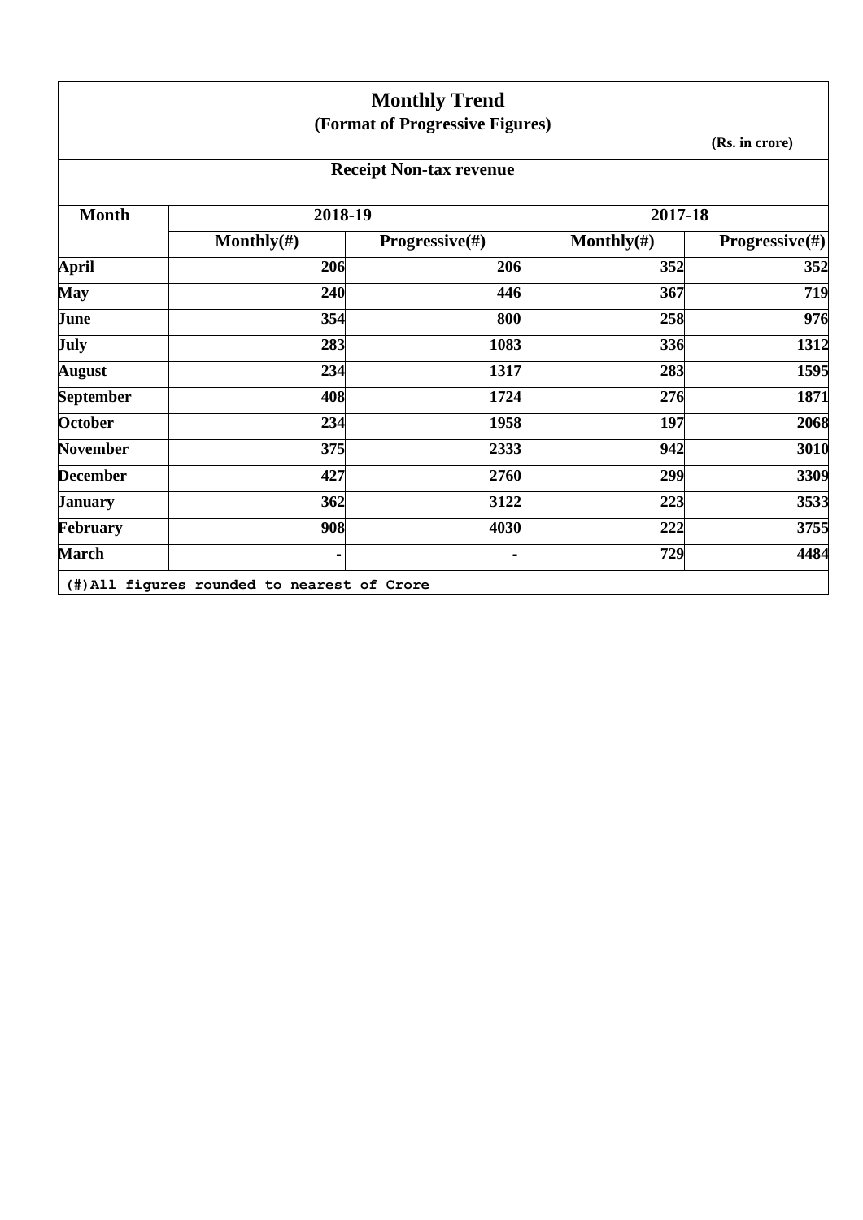# Monthly Trend

## (Format of Progressive Figures)

**(Rs. in crore)**

### Receipt Non-tax revenue

| Month | 2018-19 | | 2017-18 | |
|---|---|---|---|---|
| | Monthly(#) | Progressive(#) | Monthly(#) | Progressive(#) |
| April | 206 | 206 | 352 | 352 |
| May | 240 | 446 | 367 | 719 |
| June | 354 | 800 | 258 | 976 |
| July | 283 | 1083 | 336 | 1312 |
| August | 234 | 1317 | 283 | 1595 |
| September | 408 | 1724 | 276 | 1871 |
| October | 234 | 1958 | 197 | 2068 |
| November | 375 | 2333 | 942 | 3010 |
| December | 427 | 2760 | 299 | 3309 |
| January | 362 | 3122 | 223 | 3533 |
| February | 908 | 4030 | 222 | 3755 |
| March | - | - | 729 | 4484 |

(#)All figures rounded to nearest of Crore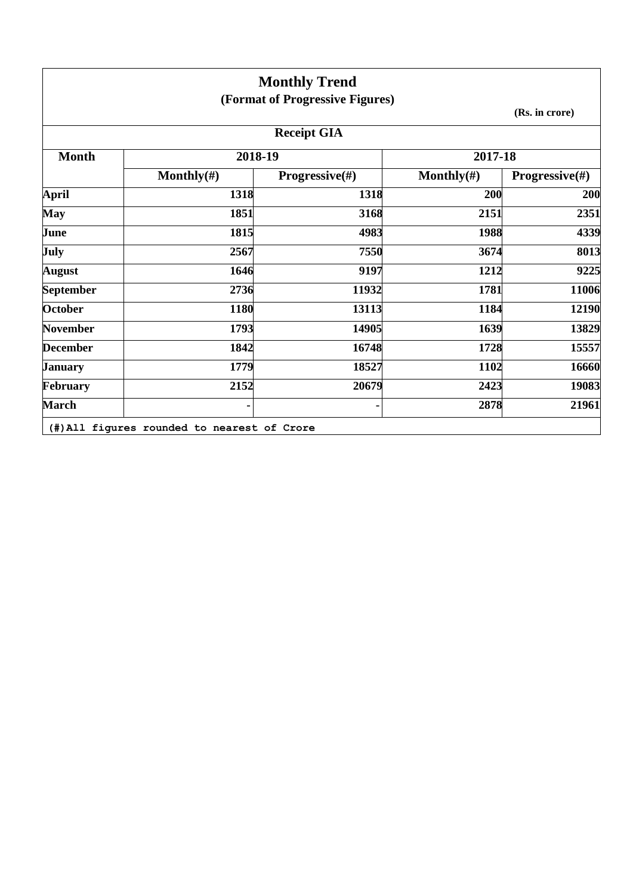# Monthly Trend

## (Format of Progressive Figures)

**(Rs. in crore)**

### Receipt GIA

| Month | 2018-19 | | 2017-18 | |
|---|---|---|---|---|
| | Monthly(#) | Progressive(#) | Monthly(#) | Progressive(#) |
| April | 1318 | 1318 | 200 | 200 |
| May | 1851 | 3168 | 2151 | 2351 |
| June | 1815 | 4983 | 1988 | 4339 |
| July | 2567 | 7550 | 3674 | 8013 |
| August | 1646 | 9197 | 1212 | 9225 |
| September | 2736 | 11932 | 1781 | 11006 |
| October | 1180 | 13113 | 1184 | 12190 |
| November | 1793 | 14905 | 1639 | 13829 |
| December | 1842 | 16748 | 1728 | 15557 |
| January | 1779 | 18527 | 1102 | 16660 |
| February | 2152 | 20679 | 2423 | 19083 |
| March | - | - | 2878 | 21961 |

(#)All figures rounded to nearest of Crore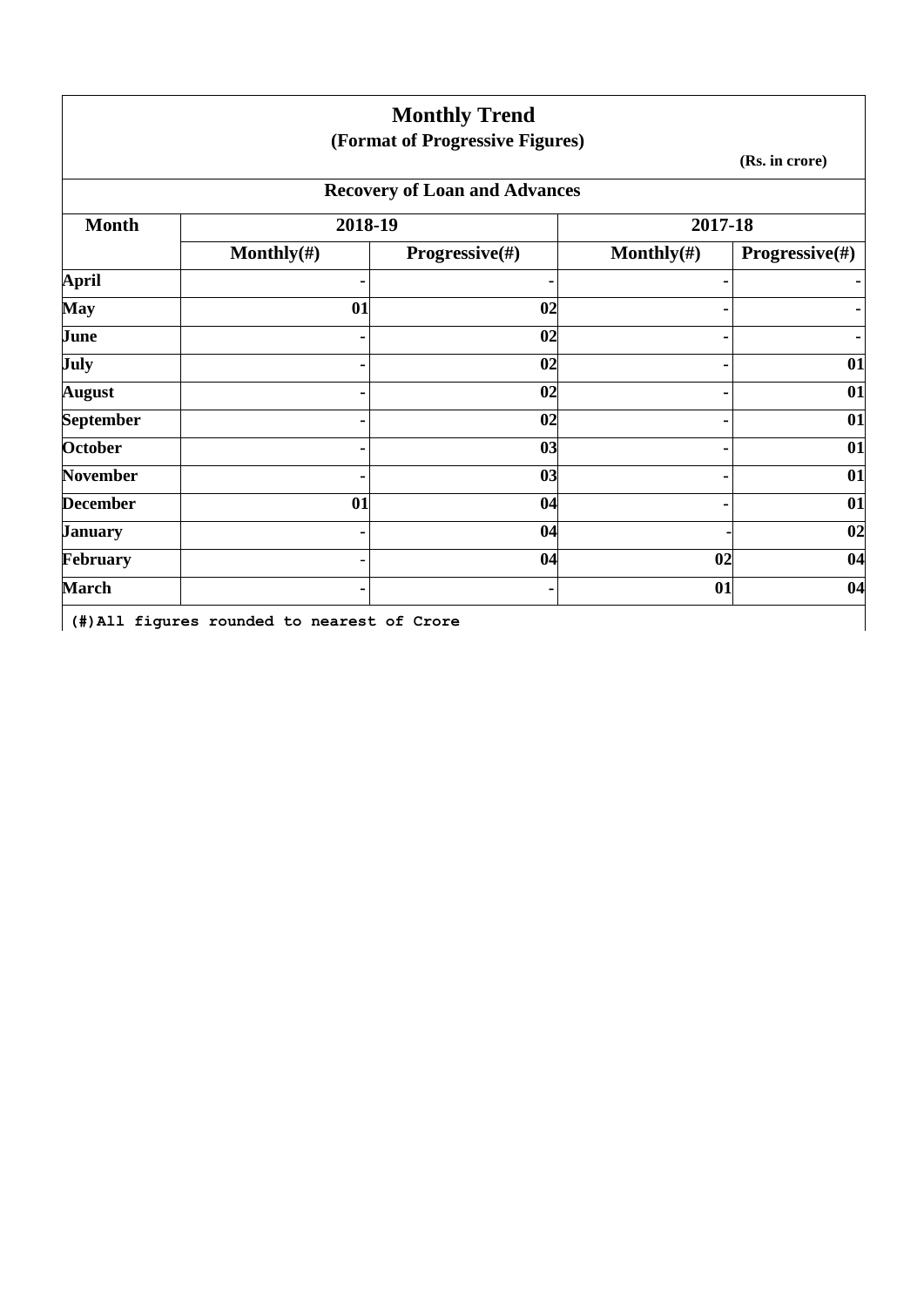# Monthly Trend

## (Format of Progressive Figures)

(Rs. in crore)

### Recovery of Loan and Advances

| Month | 2018-19 | | 2017-18 | |
|---|---|---|---|---|
| | Monthly(#) | Progressive(#) | Monthly(#) | Progressive(#) |
| April | - | - | - | - |
| May | 01 | 02 | - | - |
| June | - | 02 | - | - |
| July | - | 02 | - | 01 |
| August | - | 02 | - | 01 |
| September | - | 02 | - | 01 |
| October | - | 03 | - | 01 |
| November | - | 03 | - | 01 |
| December | 01 | 04 | - | 01 |
| January | - | 04 | - | 02 |
| February | - | 04 | 02 | 04 |
| March | - | - | 01 | 04 |

(#)All figures rounded to nearest of Crore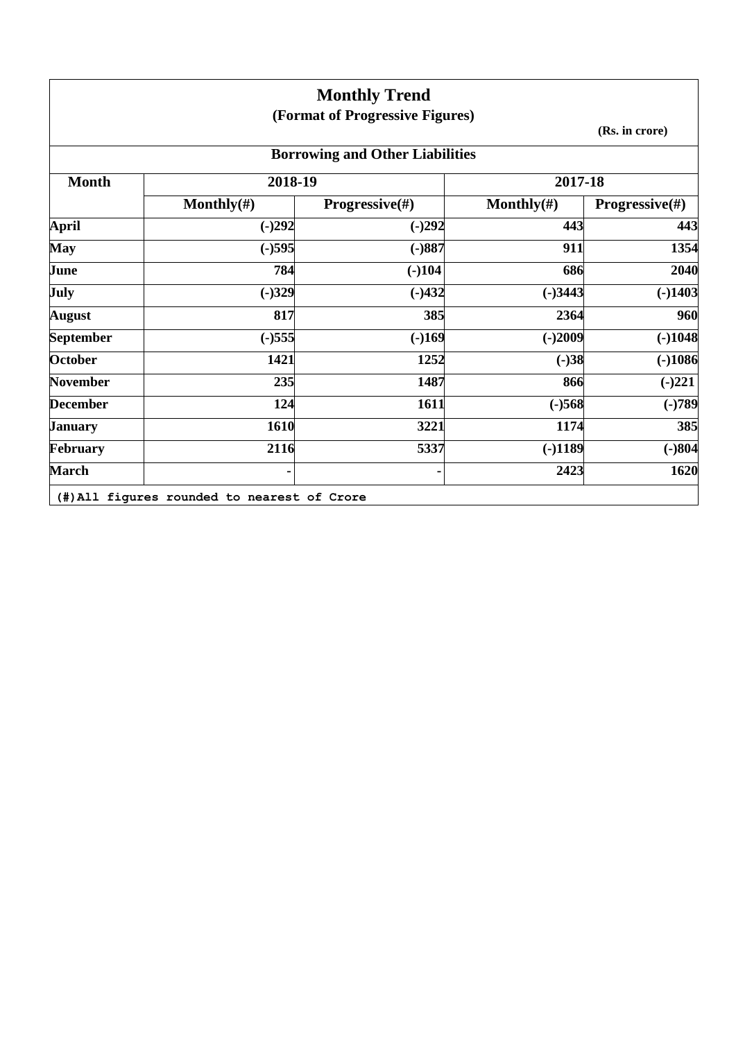# Monthly Trend

**(Format of Progressive Figures)**

**(Rs. in crore)**

## Borrowing and Other Liabilities

| Month | 2018-19 | | 2017-18 | |
|---|---|---|---|---|
| | Monthly(#) | Progressive(#) | Monthly(#) | Progressive(#) |
| April | (-)292 | (-)292 | 443 | 443 |
| May | (-)595 | (-)887 | 911 | 1354 |
| June | 784 | (-)104 | 686 | 2040 |
| July | (-)329 | (-)432 | (-)3443 | (-)1403 |
| August | 817 | 385 | 2364 | 960 |
| September | (-)555 | (-)169 | (-)2009 | (-)1048 |
| October | 1421 | 1252 | (-)38 | (-)1086 |
| November | 235 | 1487 | 866 | (-)221 |
| December | 124 | 1611 | (-)568 | (-)789 |
| January | 1610 | 3221 | 1174 | 385 |
| February | 2116 | 5337 | (-)1189 | (-)804 |
| March | - | - | 2423 | 1620 |

(#)All figures rounded to nearest of Crore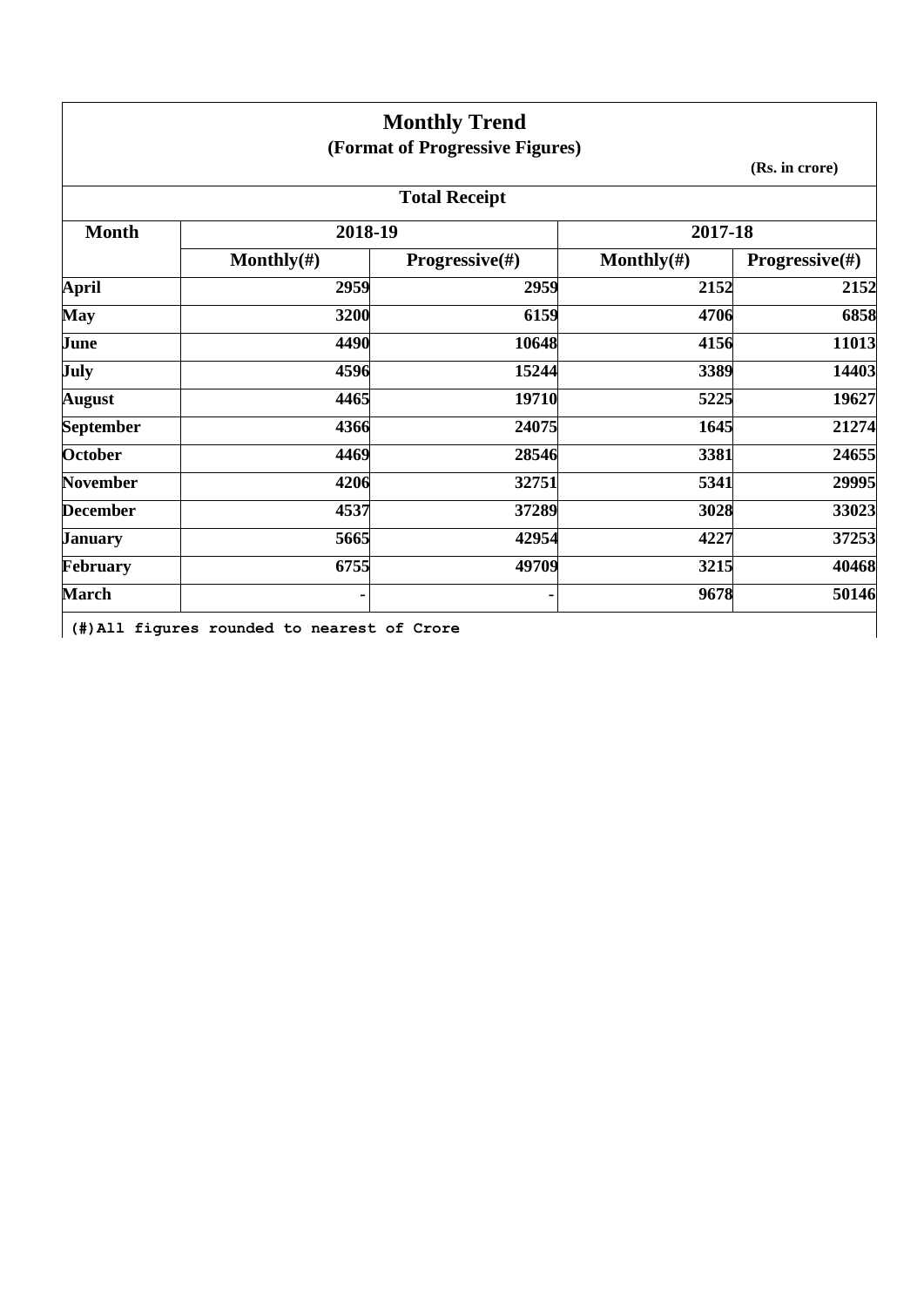# Monthly Trend

## (Format of Progressive Figures)

(Rs. in crore)

### Total Receipt

| Month | 2018-19 | | 2017-18 | |
|---|---|---|---|---|
| | Monthly(#) | Progressive(#) | Monthly(#) | Progressive(#) |
| April | 2959 | 2959 | 2152 | 2152 |
| May | 3200 | 6159 | 4706 | 6858 |
| June | 4490 | 10648 | 4156 | 11013 |
| July | 4596 | 15244 | 3389 | 14403 |
| August | 4465 | 19710 | 5225 | 19627 |
| September | 4366 | 24075 | 1645 | 21274 |
| October | 4469 | 28546 | 3381 | 24655 |
| November | 4206 | 32751 | 5341 | 29995 |
| December | 4537 | 37289 | 3028 | 33023 |
| January | 5665 | 42954 | 4227 | 37253 |
| February | 6755 | 49709 | 3215 | 40468 |
| March | - | - | 9678 | 50146 |

(#)All figures rounded to nearest of Crore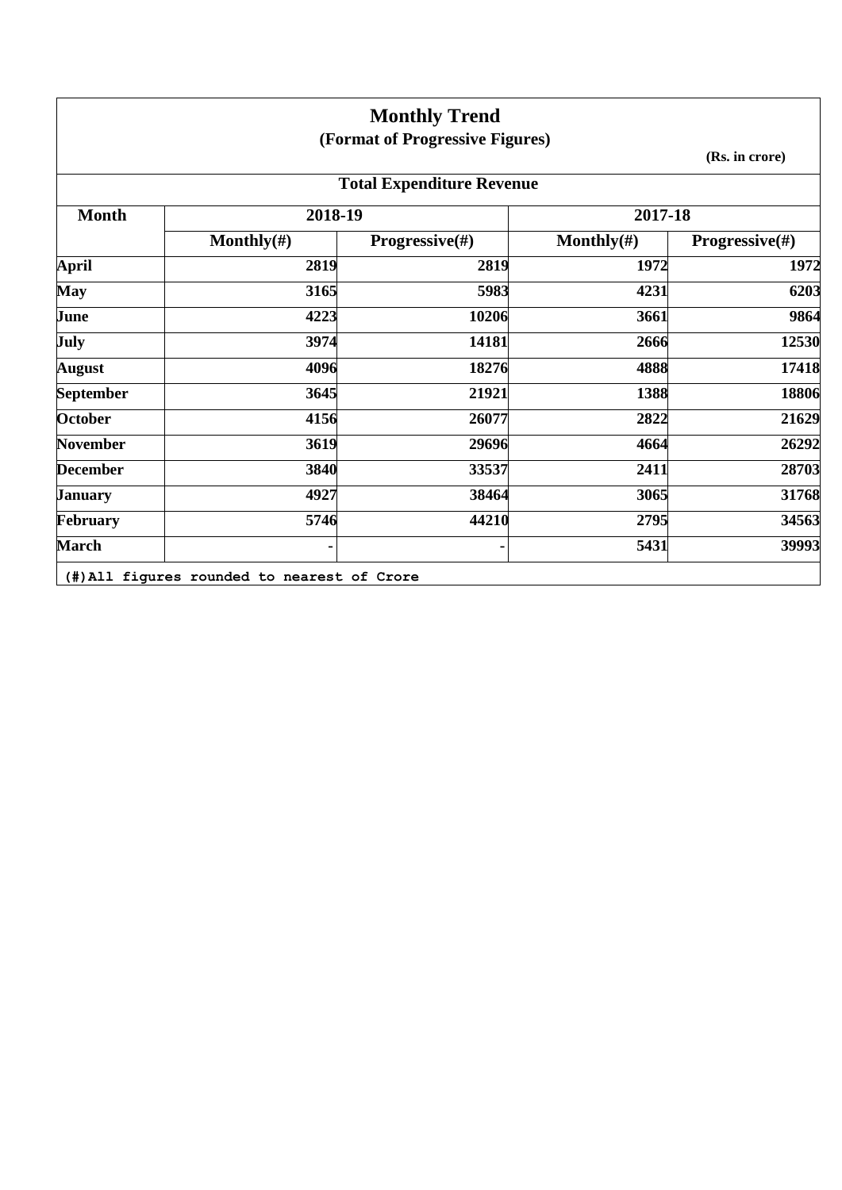# Monthly Trend

## (Format of Progressive Figures)

**(Rs. in crore)**

### Total Expenditure Revenue

| Month | 2018-19 | | 2017-18 | |
|---|---|---|---|---|
| | Monthly(#) | Progressive(#) | Monthly(#) | Progressive(#) |
| April | 2819 | 2819 | 1972 | 1972 |
| May | 3165 | 5983 | 4231 | 6203 |
| June | 4223 | 10206 | 3661 | 9864 |
| July | 3974 | 14181 | 2666 | 12530 |
| August | 4096 | 18276 | 4888 | 17418 |
| September | 3645 | 21921 | 1388 | 18806 |
| October | 4156 | 26077 | 2822 | 21629 |
| November | 3619 | 29696 | 4664 | 26292 |
| December | 3840 | 33537 | 2411 | 28703 |
| January | 4927 | 38464 | 3065 | 31768 |
| February | 5746 | 44210 | 2795 | 34563 |
| March | - | - | 5431 | 39993 |

(#)All figures rounded to nearest of Crore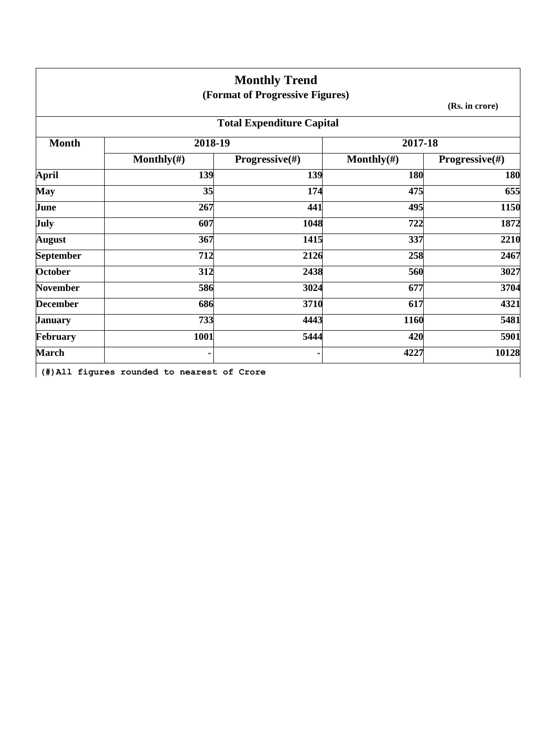# Monthly Trend

## (Format of Progressive Figures)

**(Rs. in crore)**

### Total Expenditure Capital

| Month | 2018-19 | | 2017-18 | |
|---|---|---|---|---|
| | Monthly(#) | Progressive(#) | Monthly(#) | Progressive(#) |
| April | 139 | 139 | 180 | 180 |
| May | 35 | 174 | 475 | 655 |
| June | 267 | 441 | 495 | 1150 |
| July | 607 | 1048 | 722 | 1872 |
| August | 367 | 1415 | 337 | 2210 |
| September | 712 | 2126 | 258 | 2467 |
| October | 312 | 2438 | 560 | 3027 |
| November | 586 | 3024 | 677 | 3704 |
| December | 686 | 3710 | 617 | 4321 |
| January | 733 | 4443 | 1160 | 5481 |
| February | 1001 | 5444 | 420 | 5901 |
| March | - | - | 4227 | 10128 |

(#)All figures rounded to nearest of Crore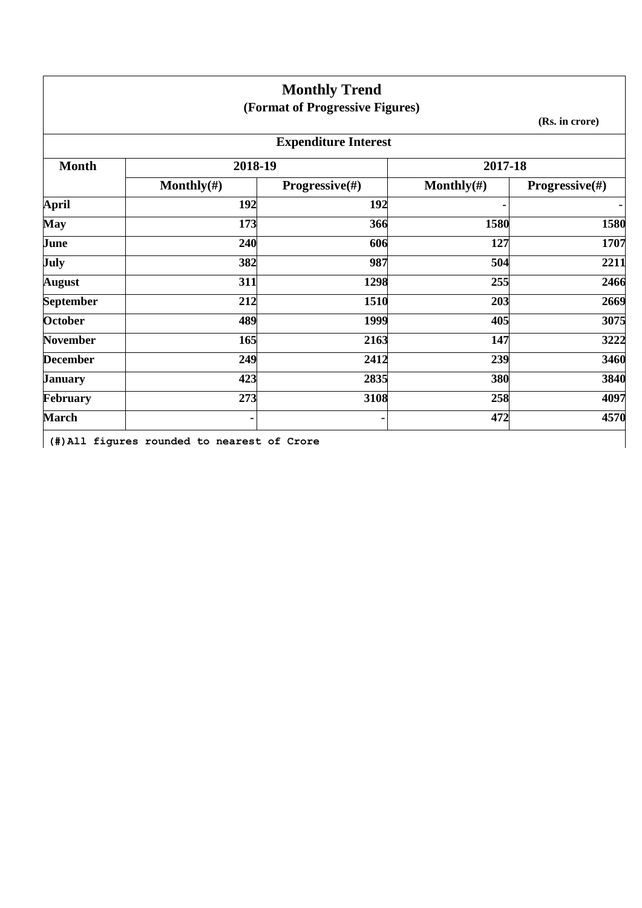# Monthly Trend

## (Format of Progressive Figures)

(Rs. in crore)

### Expenditure Interest

| Month | 2018-19 | | 2017-18 | |
|---|---|---|---|---|
| | Monthly(#) | Progressive(#) | Monthly(#) | Progressive(#) |
| April | 192 | 192 | - | - |
| May | 173 | 366 | 1580 | 1580 |
| June | 240 | 606 | 127 | 1707 |
| July | 382 | 987 | 504 | 2211 |
| August | 311 | 1298 | 255 | 2466 |
| September | 212 | 1510 | 203 | 2669 |
| October | 489 | 1999 | 405 | 3075 |
| November | 165 | 2163 | 147 | 3222 |
| December | 249 | 2412 | 239 | 3460 |
| January | 423 | 2835 | 380 | 3840 |
| February | 273 | 3108 | 258 | 4097 |
| March | - | - | 472 | 4570 |

(#)All figures rounded to nearest of Crore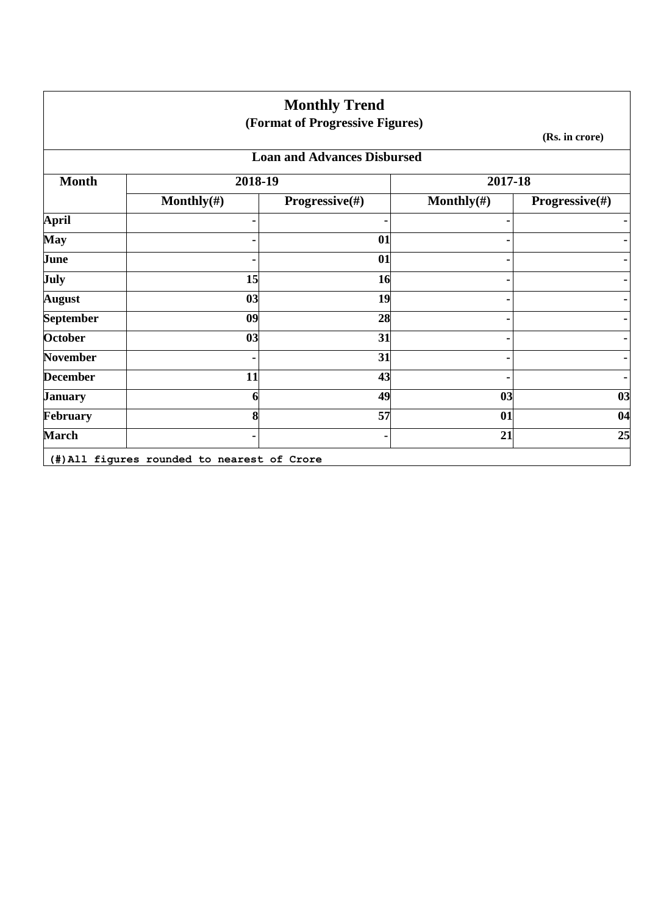# Monthly Trend

## (Format of Progressive Figures)

**(Rs. in crore)**

### Loan and Advances Disbursed

| Month | 2018-19 | | 2017-18 | |
|---|---|---|---|---|
| | Monthly(#) | Progressive(#) | Monthly(#) | Progressive(#) |
| April | - | - | - | - |
| May | - | 01 | - | - |
| June | - | 01 | - | - |
| July | 15 | 16 | - | - |
| August | 03 | 19 | - | - |
| September | 09 | 28 | - | - |
| October | 03 | 31 | - | - |
| November | - | 31 | - | - |
| December | 11 | 43 | - | - |
| January | 6 | 49 | 03 | 03 |
| February | 8 | 57 | 01 | 04 |
| March | - | - | 21 | 25 |

(#)All figures rounded to nearest of Crore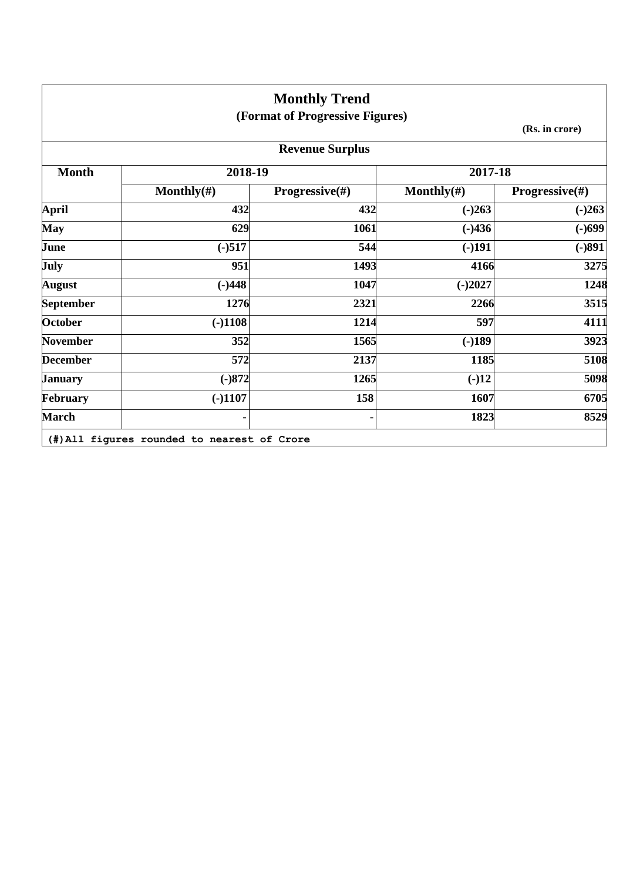# Monthly Trend

## (Format of Progressive Figures)

**(Rs. in crore)**

### Revenue Surplus

| Month | 2018-19 | | 2017-18 | |
|---|---|---|---|---|
| | Monthly(#) | Progressive(#) | Monthly(#) | Progressive(#) |
| April | 432 | 432 | (-)263 | (-)263 |
| May | 629 | 1061 | (-)436 | (-)699 |
| June | (-)517 | 544 | (-)191 | (-)891 |
| July | 951 | 1493 | 4166 | 3275 |
| August | (-)448 | 1047 | (-)2027 | 1248 |
| September | 1276 | 2321 | 2266 | 3515 |
| October | (-)1108 | 1214 | 597 | 4111 |
| November | 352 | 1565 | (-)189 | 3923 |
| December | 572 | 2137 | 1185 | 5108 |
| January | (-)872 | 1265 | (-)12 | 5098 |
| February | (-)1107 | 158 | 1607 | 6705 |
| March | - | - | 1823 | 8529 |

(#)All figures rounded to nearest of Crore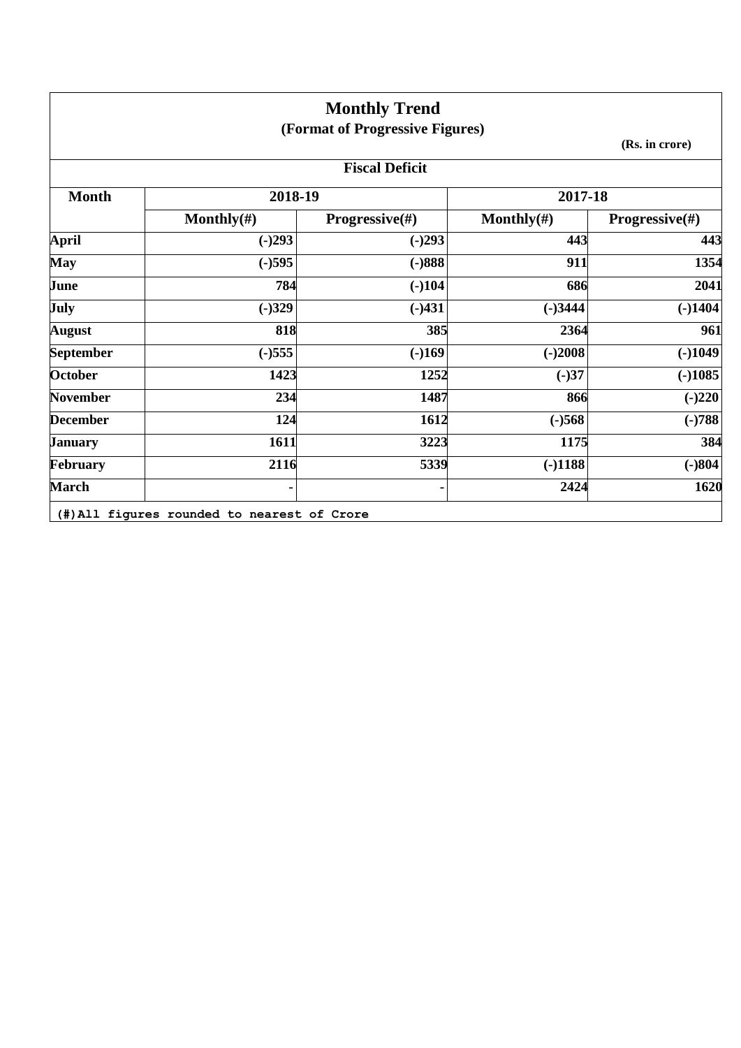# Monthly Trend

**(Format of Progressive Figures)**

**(Rs. in crore)**

## Fiscal Deficit

| Month | 2018-19 | | 2017-18 | |
|---|---|---|---|---|
| | Monthly(#) | Progressive(#) | Monthly(#) | Progressive(#) |
| April | (-)293 | (-)293 | 443 | 443 |
| May | (-)595 | (-)888 | 911 | 1354 |
| June | 784 | (-)104 | 686 | 2041 |
| July | (-)329 | (-)431 | (-)3444 | (-)1404 |
| August | 818 | 385 | 2364 | 961 |
| September | (-)555 | (-)169 | (-)2008 | (-)1049 |
| October | 1423 | 1252 | (-)37 | (-)1085 |
| November | 234 | 1487 | 866 | (-)220 |
| December | 124 | 1612 | (-)568 | (-)788 |
| January | 1611 | 3223 | 1175 | 384 |
| February | 2116 | 5339 | (-)1188 | (-)804 |
| March | - | - | 2424 | 1620 |

(#)All figures rounded to nearest of Crore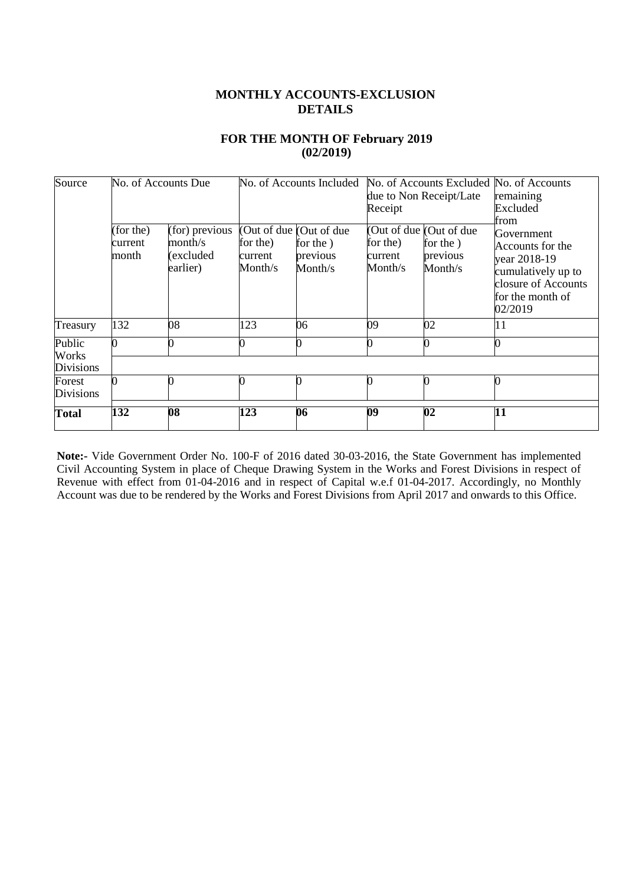## MONTHLY ACCOUNTS-EXCLUSION DETAILS

## FOR THE MONTH OF February 2019 (02/2019)

| Source | No. of Accounts Due | | No. of Accounts Included | | No. of Accounts Excluded due to Non Receipt/Late Receipt | | No. of Accounts remaining Excluded from Government Accounts for the year 2018-19 cumulatively up to closure of Accounts for the month of 02/2019 |
|---|---|---|---|---|---|---|---|
| | (for the) current month | (for) previous month/s (excluded earlier) | (Out of due for the) current Month/s | (Out of due for the ) previous Month/s | (Out of due for the) current Month/s | (Out of due for the ) previous Month/s | |
| Treasury | 132 | 08 | 123 | 06 | 09 | 02 | 11 |
| Public Works Divisions | 0 | 0 | 0 | 0 | 0 | 0 | 0 |
| Forest Divisions | 0 | 0 | 0 | 0 | 0 | 0 | 0 |
| **Total** | **132** | **08** | **123** | **06** | **09** | **02** | **11** |

**Note:-** Vide Government Order No. 100-F of 2016 dated 30-03-2016, the State Government has implemented Civil Accounting System in place of Cheque Drawing System in the Works and Forest Divisions in respect of Revenue with effect from 01-04-2016 and in respect of Capital w.e.f 01-04-2017. Accordingly, no Monthly Account was due to be rendered by the Works and Forest Divisions from April 2017 and onwards to this Office.